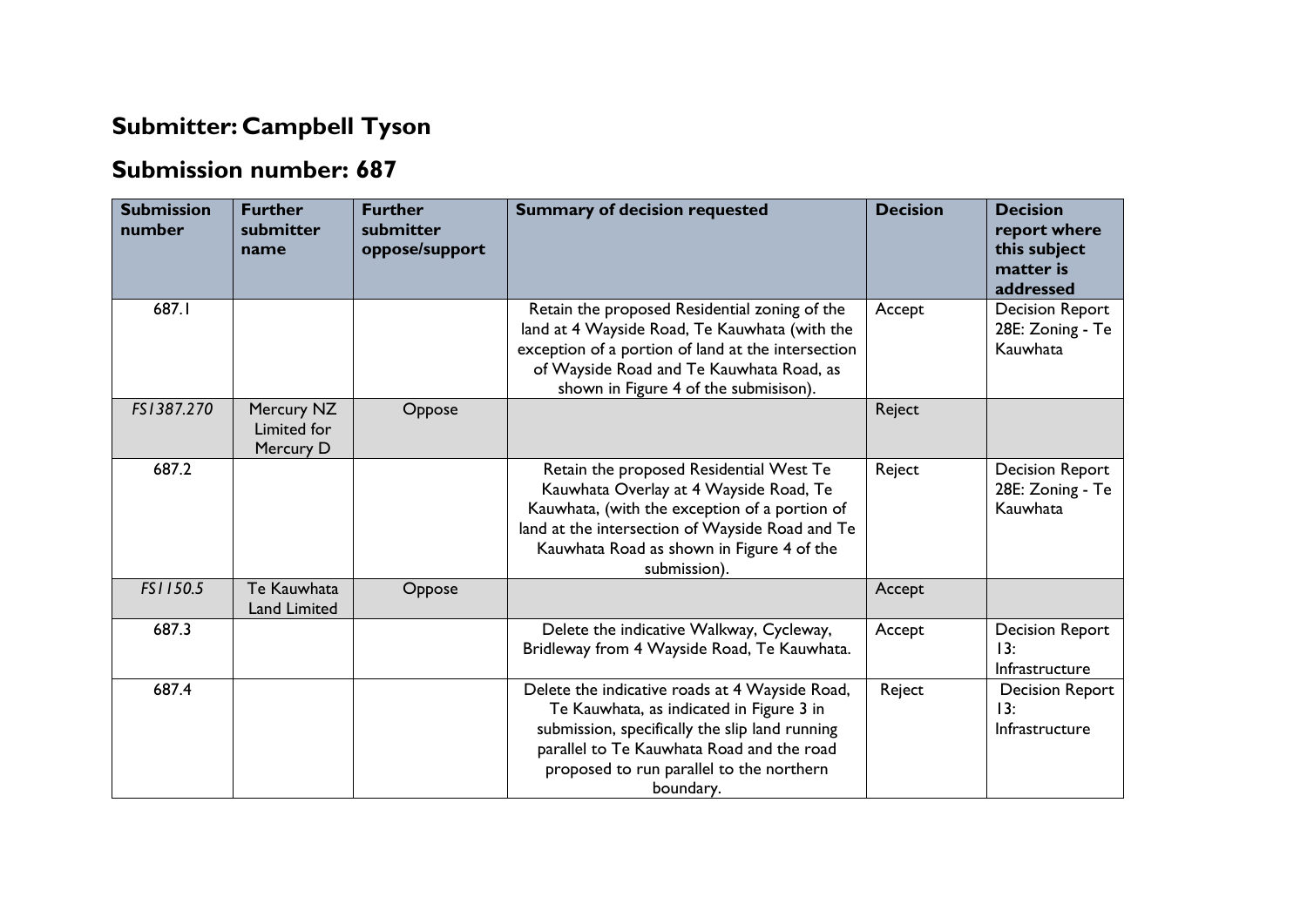## Submitter: Campbell Tyson

## Submission number: 687

| Submission number | Further submitter name | Further submitter oppose/support | Summary of decision requested | Decision | Decision report where this subject matter is addressed |
|---|---|---|---|---|---|
| 687.1 | | | Retain the proposed Residential zoning of the land at 4 Wayside Road, Te Kauwhata (with the exception of a portion of land at the intersection of Wayside Road and Te Kauwhata Road, as shown in Figure 4 of the submisison). | Accept | Decision Report 28E: Zoning - Te Kauwhata |
| *FS1387.270* | Mercury NZ Limited for Mercury D | Oppose | | Reject | |
| 687.2 | | | Retain the proposed Residential West Te Kauwhata Overlay at 4 Wayside Road, Te Kauwhata, (with the exception of a portion of land at the intersection of Wayside Road and Te Kauwhata Road as shown in Figure 4 of the submission). | Reject | Decision Report 28E: Zoning - Te Kauwhata |
| *FS1150.5* | Te Kauwhata Land Limited | Oppose | | Accept | |
| 687.3 | | | Delete the indicative Walkway, Cycleway, Bridleway from 4 Wayside Road, Te Kauwhata. | Accept | Decision Report 13: Infrastructure |
| 687.4 | | | Delete the indicative roads at 4 Wayside Road, Te Kauwhata, as indicated in Figure 3 in submission, specifically the slip land running parallel to Te Kauwhata Road and the road proposed to run parallel to the northern boundary. | Reject | Decision Report 13: Infrastructure |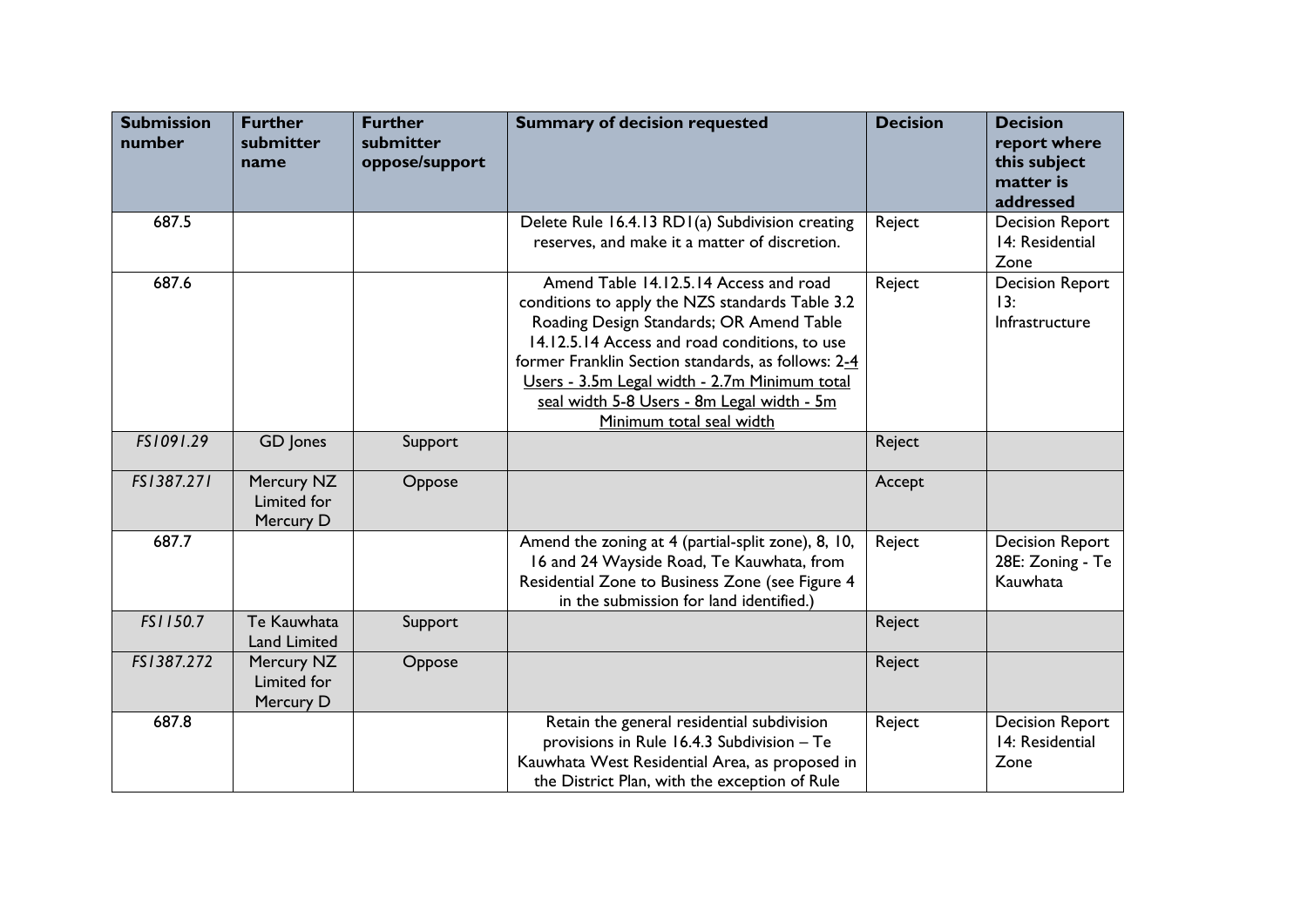| Submission number | Further submitter name | Further submitter oppose/support | Summary of decision requested | Decision | Decision report where this subject matter is addressed |
|---|---|---|---|---|---|
| 687.5 | | | Delete Rule 16.4.13 RD1(a) Subdivision creating reserves, and make it a matter of discretion. | Reject | Decision Report 14: Residential Zone |
| 687.6 | | | Amend Table 14.12.5.14 Access and road conditions to apply the NZS standards Table 3.2 Roading Design Standards; OR Amend Table 14.12.5.14 Access and road conditions, to use former Franklin Section standards, as follows: 2-<u>4 Users - 3.5m Legal width - 2.7m Minimum total seal width 5-8 Users - 8m Legal width - 5m Minimum total seal width</u> | Reject | Decision Report 13: Infrastructure |
| *FS1091.29* | GD Jones | Support | | Reject | |
| *FS1387.271* | Mercury NZ Limited for Mercury D | Oppose | | Accept | |
| 687.7 | | | Amend the zoning at 4 (partial-split zone), 8, 10, 16 and 24 Wayside Road, Te Kauwhata, from Residential Zone to Business Zone (see Figure 4 in the submission for land identified.) | Reject | Decision Report 28E: Zoning - Te Kauwhata |
| *FS1150.7* | Te Kauwhata Land Limited | Support | | Reject | |
| *FS1387.272* | Mercury NZ Limited for Mercury D | Oppose | | Reject | |
| 687.8 | | | Retain the general residential subdivision provisions in Rule 16.4.3 Subdivision – Te Kauwhata West Residential Area, as proposed in the District Plan, with the exception of Rule | Reject | Decision Report 14: Residential Zone |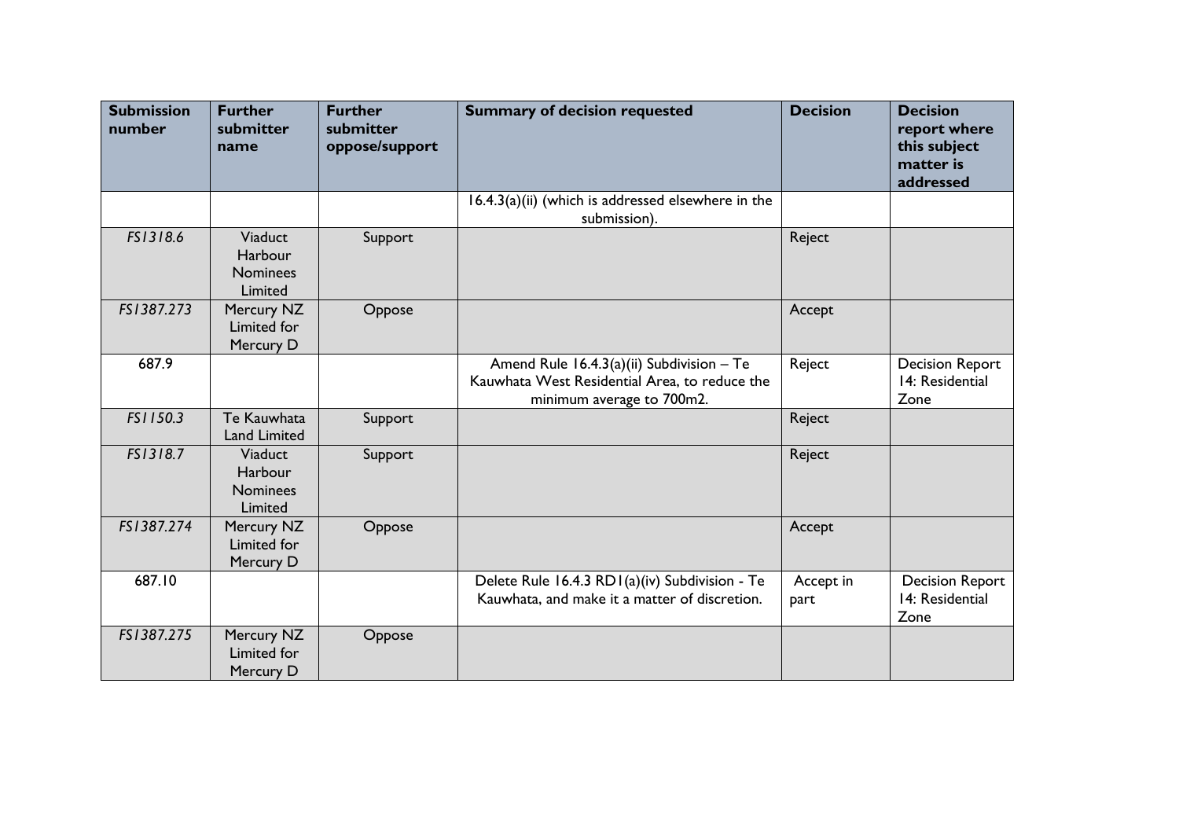| Submission number | Further submitter name | Further submitter oppose/support | Summary of decision requested | Decision | Decision report where this subject matter is addressed |
|---|---|---|---|---|---|
| | | | 16.4.3(a)(ii) (which is addressed elsewhere in the submission). | | |
| *FS1318.6* | Viaduct Harbour Nominees Limited | Support | | Reject | |
| *FS1387.273* | Mercury NZ Limited for Mercury D | Oppose | | Accept | |
| 687.9 | | | Amend Rule 16.4.3(a)(ii) Subdivision – Te Kauwhata West Residential Area, to reduce the minimum average to 700m2. | Reject | Decision Report 14: Residential Zone |
| *FS1150.3* | Te Kauwhata Land Limited | Support | | Reject | |
| *FS1318.7* | Viaduct Harbour Nominees Limited | Support | | Reject | |
| *FS1387.274* | Mercury NZ Limited for Mercury D | Oppose | | Accept | |
| 687.10 | | | Delete Rule 16.4.3 RD1(a)(iv) Subdivision - Te Kauwhata, and make it a matter of discretion. | Accept in part | Decision Report 14: Residential Zone |
| *FS1387.275* | Mercury NZ Limited for Mercury D | Oppose | | | |